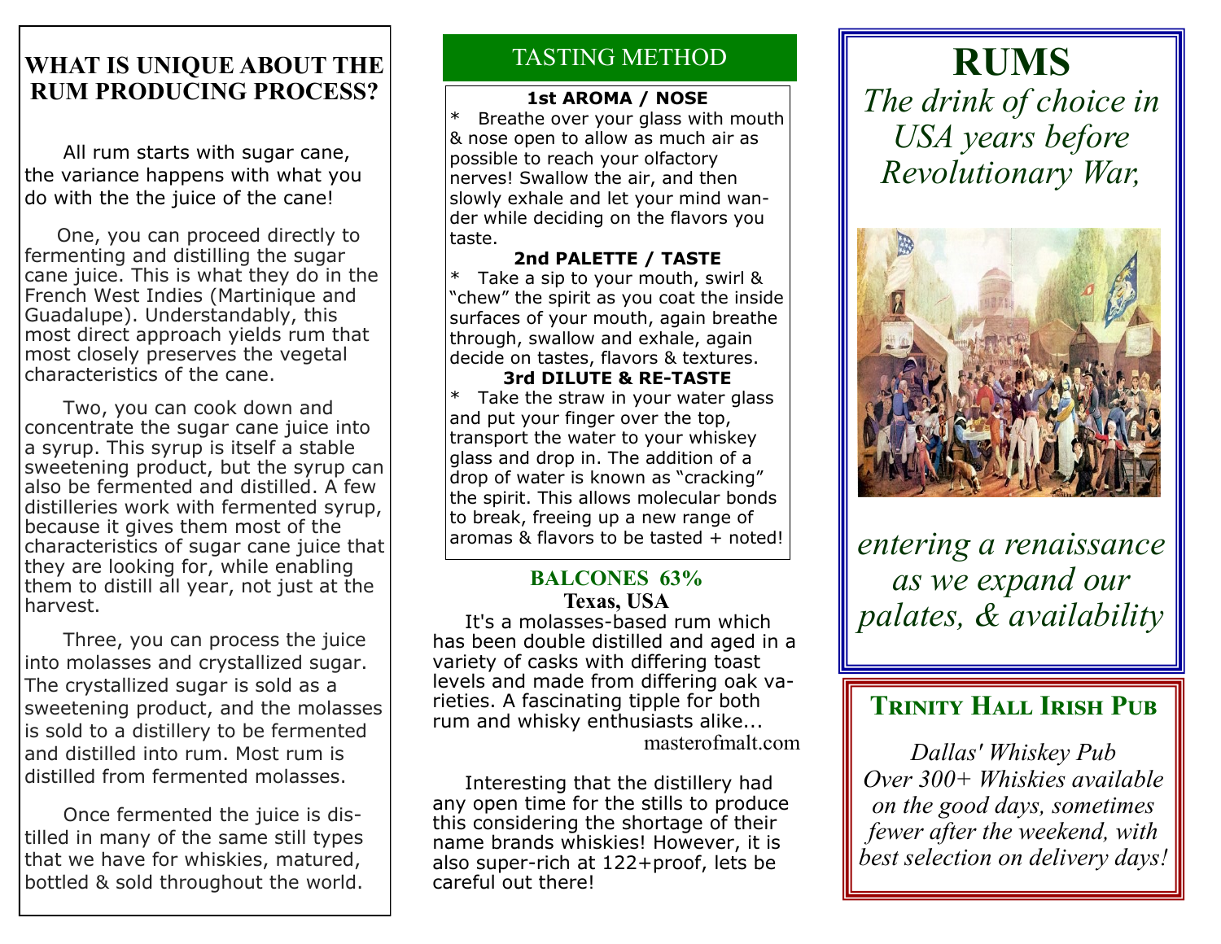## WHAT IS UNIQUE ABOUT THE RUM PRODUCING PROCESS?

All rum starts with sugar cane, the variance happens with what you do with the the juice of the cane!

One, you can proceed directly to fermenting and distilling the sugar cane juice. This is what they do in the French West Indies (Martinique and Guadalupe). Understandably, this most direct approach yields rum that most closely preserves the vegetal characteristics of the cane.

Two, you can cook down and concentrate the sugar cane juice into a syrup. This syrup is itself a stable sweetening product, but the syrup can also be fermented and distilled. A few distilleries work with fermented syrup, because it gives them most of the characteristics of sugar cane juice that they are looking for, while enabling them to distill all year, not just at the harvest.

Three, you can process the juice into molasses and crystallized sugar. The crystallized sugar is sold as a sweetening product, and the molasses is sold to a distillery to be fermented and distilled into rum. Most rum is distilled from fermented molasses.

Once fermented the juice is distilled in many of the same still types that we have for whiskies, matured, bottled & sold throughout the world.

## TASTING METHOD

**1st AROMA / NOSE**

* Breathe over your glass with mouth & nose open to allow as much air as possible to reach your olfactory nerves! Swallow the air, and then slowly exhale and let your mind wander while deciding on the flavors you taste.

**2nd PALETTE / TASTE**

* Take a sip to your mouth, swirl & "chew" the spirit as you coat the inside surfaces of your mouth, again breathe through, swallow and exhale, again decide on tastes, flavors & textures.

**3rd DILUTE & RE-TASTE**

* Take the straw in your water glass and put your finger over the top, transport the water to your whiskey glass and drop in. The addition of a drop of water is known as "cracking" the spirit. This allows molecular bonds to break, freeing up a new range of aromas & flavors to be tasted + noted!

### BALCONES 63%

**Texas, USA**

It's a molasses-based rum which has been double distilled and aged in a variety of casks with differing toast levels and made from differing oak varieties. A fascinating tipple for both rum and whisky enthusiasts alike...

masterofmalt.com

Interesting that the distillery had any open time for the stills to produce this considering the shortage of their name brands whiskies! However, it is also super-rich at 122+proof, lets be careful out there!

# RUMS

*The drink of choice in USA years before Revolutionary War,*

*entering a renaissance as we expand our palates, & availability*

## Trinity Hall Irish Pub

*Dallas' Whiskey Pub Over 300+ Whiskies available on the good days, sometimes fewer after the weekend, with best selection on delivery days!*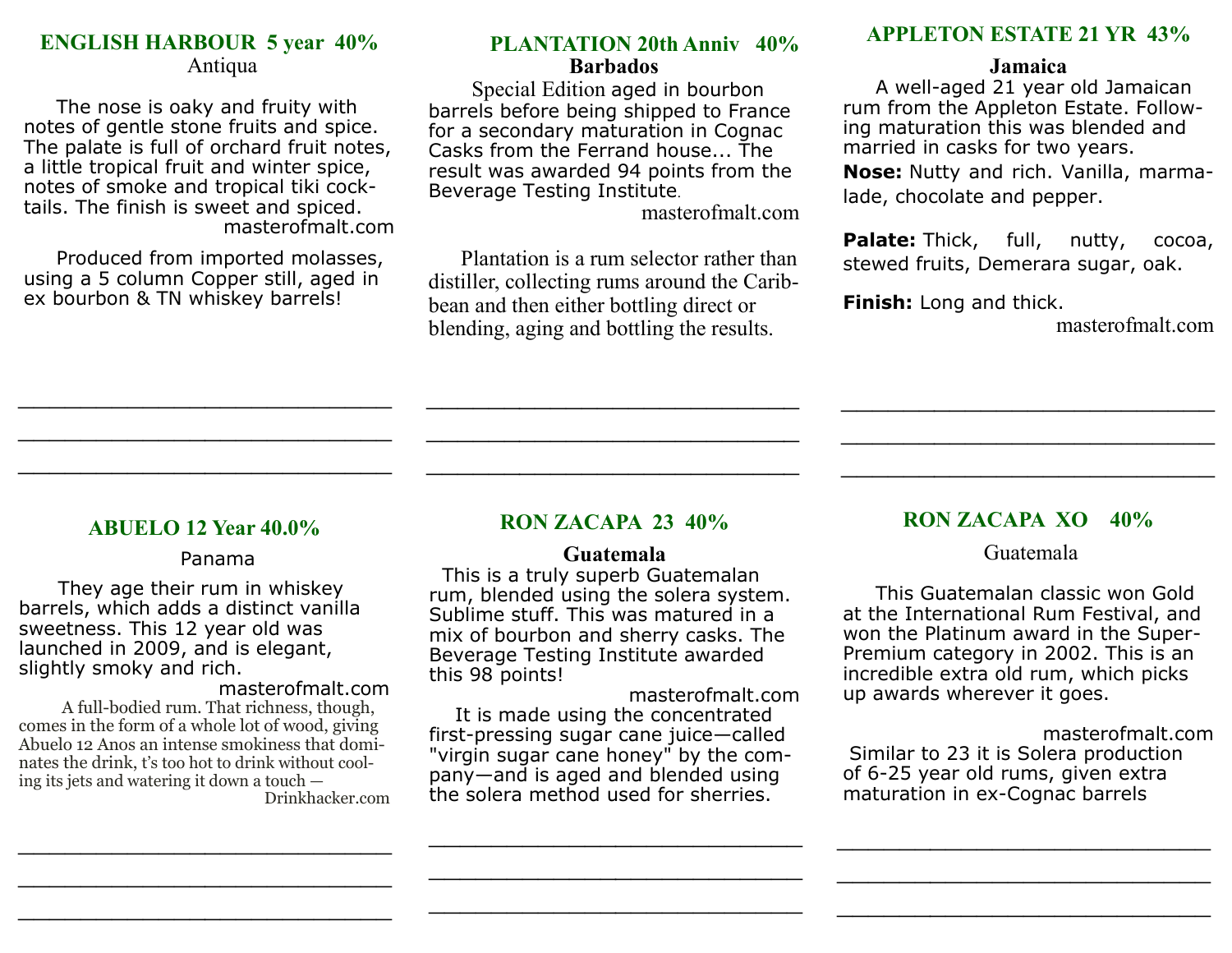## ENGLISH HARBOUR 5 year 40%

Antiqua

The nose is oaky and fruity with notes of gentle stone fruits and spice. The palate is full of orchard fruit notes, a little tropical fruit and winter spice, notes of smoke and tropical tiki cocktails. The finish is sweet and spiced.
masterofmalt.com

Produced from imported molasses, using a 5 column Copper still, aged in ex bourbon & TN whiskey barrels!

______________________________
______________________________
______________________________

## PLANTATION 20th Anniv 40%

**Barbados**

Special Edition aged in bourbon barrels before being shipped to France for a secondary maturation in Cognac Casks from the Ferrand house... The result was awarded 94 points from the Beverage Testing Institute.
masterofmalt.com

Plantation is a rum selector rather than distiller, collecting rums around the Caribbean and then either bottling direct or blending, aging and bottling the results.

______________________________
______________________________
______________________________

## APPLETON ESTATE 21 YR 43%

**Jamaica**

A well-aged 21 year old Jamaican rum from the Appleton Estate. Following maturation this was blended and married in casks for two years.

**Nose:** Nutty and rich. Vanilla, marmalade, chocolate and pepper.

**Palate:** Thick, full, nutty, cocoa, stewed fruits, Demerara sugar, oak.

**Finish:** Long and thick.
masterofmalt.com

______________________________
______________________________
______________________________

## ABUELO 12 Year 40.0%

Panama

They age their rum in whiskey barrels, which adds a distinct vanilla sweetness. This 12 year old was launched in 2009, and is elegant, slightly smoky and rich.
masterofmalt.com

A full-bodied rum. That richness, though, comes in the form of a whole lot of wood, giving Abuelo 12 Anos an intense smokiness that dominates the drink, t's too hot to drink without cooling its jets and watering it down a touch —
Drinkhacker.com

______________________________
______________________________
______________________________

## RON ZACAPA 23 40%

**Guatemala**

This is a truly superb Guatemalan rum, blended using the solera system. Sublime stuff. This was matured in a mix of bourbon and sherry casks. The Beverage Testing Institute awarded this 98 points!
masterofmalt.com

It is made using the concentrated first-pressing sugar cane juice—called "virgin sugar cane honey" by the company—and is aged and blended using the solera method used for sherries.

______________________________
______________________________
______________________________

## RON ZACAPA XO 40%

Guatemala

This Guatemalan classic won Gold at the International Rum Festival, and won the Platinum award in the Super-Premium category in 2002. This is an incredible extra old rum, which picks up awards wherever it goes.

masterofmalt.com

Similar to 23 it is Solera production of 6-25 year old rums, given extra maturation in ex-Cognac barrels

______________________________
______________________________
______________________________